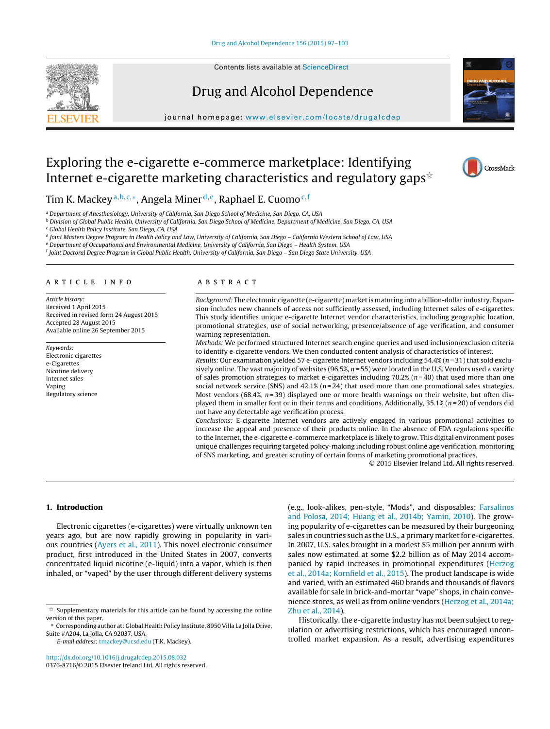# Exploring the e-cigarette e-commerce marketplace: Identifying Internet e-cigarette marketing characteristics and regulatory gaps☆

Tim K. Mackey[a,b,c,*], Angela Miner[d,e], Raphael E. Cuomo[c,f]

[a] Department of Anesthesiology, University of California, San Diego School of Medicine, San Diego, CA, USA
[b] Division of Global Public Health, University of California, San Diego School of Medicine, Department of Medicine, San Diego, CA, USA
[c] Global Health Policy Institute, San Diego, CA, USA
[d] Joint Masters Degree Program in Health Policy and Law, University of California, San Diego – California Western School of Law, USA
[e] Department of Occupational and Environmental Medicine, University of California, San Diego – Health System, USA
[f] Joint Doctoral Degree Program in Global Public Health, University of California, San Diego – San Diego State University, USA

## ARTICLE INFO

*Article history:*
Received 1 April 2015
Received in revised form 24 August 2015
Accepted 28 August 2015
Available online 26 September 2015

*Keywords:*
Electronic cigarettes
e-Cigarettes
Nicotine delivery
Internet sales
Vaping
Regulatory science

## ABSTRACT

*Background:* The electronic cigarette (e-cigarette) market is maturing into a billion-dollar industry. Expansion includes new channels of access not sufficiently assessed, including Internet sales of e-cigarettes. This study identifies unique e-cigarette Internet vendor characteristics, including geographic location, promotional strategies, use of social networking, presence/absence of age verification, and consumer warning representation.

*Methods:* We performed structured Internet search engine queries and used inclusion/exclusion criteria to identify e-cigarette vendors. We then conducted content analysis of characteristics of interest.

*Results:* Our examination yielded 57 e-cigarette Internet vendors including 54.4% ($n = 31$) that sold exclusively online. The vast majority of websites (96.5%, $n = 55$) were located in the U.S. Vendors used a variety of sales promotion strategies to market e-cigarettes including 70.2% ($n = 40$) that used more than one social network service (SNS) and 42.1% ($n = 24$) that used more than one promotional sales strategies. Most vendors (68.4%, $n = 39$) displayed one or more health warnings on their website, but often displayed them in smaller font or in their terms and conditions. Additionally, 35.1% ($n = 20$) of vendors did not have any detectable age verification process.

*Conclusions:* E-cigarette Internet vendors are actively engaged in various promotional activities to increase the appeal and presence of their products online. In the absence of FDA regulations specific to the Internet, the e-cigarette e-commerce marketplace is likely to grow. This digital environment poses unique challenges requiring targeted policy-making including robust online age verification, monitoring of SNS marketing, and greater scrutiny of certain forms of marketing promotional practices.

© 2015 Elsevier Ireland Ltd. All rights reserved.

## 1. Introduction

Electronic cigarettes (e-cigarettes) were virtually unknown ten years ago, but are now rapidly growing in popularity in various countries (Ayers et al., 2011). This novel electronic consumer product, first introduced in the United States in 2007, converts concentrated liquid nicotine (e-liquid) into a vapor, which is then inhaled, or "vaped" by the user through different delivery systems (e.g., look-alikes, pen-style, "Mods", and disposables; Farsalinos and Polosa, 2014; Huang et al., 2014b; Yamin, 2010). The growing popularity of e-cigarettes can be measured by their burgeoning sales in countries such as the U.S., a primary market for e-cigarettes. In 2007, U.S. sales brought in a modest $5 million per annum with sales now estimated at some $2.2 billion as of May 2014 accompanied by rapid increases in promotional expenditures (Herzog et al., 2014a; Kornfield et al., 2015). The product landscape is wide and varied, with an estimated 460 brands and thousands of flavors available for sale in brick-and-mortar "vape" shops, in chain convenience stores, as well as from online vendors (Herzog et al., 2014a; Zhu et al., 2014).

Historically, the e-cigarette industry has not been subject to regulation or advertising restrictions, which has encouraged uncontrolled market expansion. As a result, advertising expenditures

☆ Supplementary materials for this article can be found by accessing the online version of this paper.

\* Corresponding author at: Global Health Policy Institute, 8950 Villa La Jolla Drive, Suite #A204, La Jolla, CA 92037, USA.
*E-mail address:* tmackey@ucsd.edu (T.K. Mackey).

http://dx.doi.org/10.1016/j.drugalcdep.2015.08.032
0376-8716/© 2015 Elsevier Ireland Ltd. All rights reserved.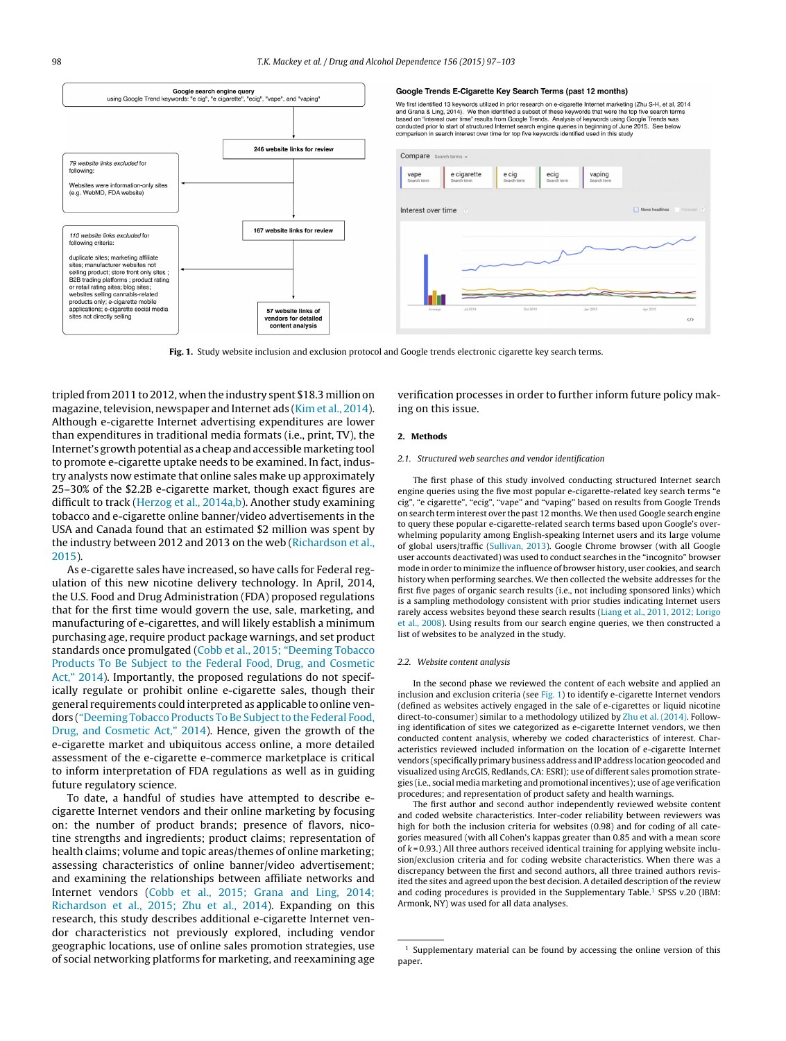Google search engine query
using Google Trend keywords: "e cig", "e cigarette", "ecig", "vape", and "vaping"

246 website links for review

79 website links excluded for following:

Websites were information-only sites (e.g. WebMD, FDA website)

167 website links for review

110 website links excluded for following criteria:

duplicate sites; marketing affiliate sites; manufacturer websites not selling product; store front only sites ; B2B trading platforms ; product rating or retail rating sites; blog sites; websites selling cannabis-related products only; e-cigarette mobile applications; e-cigarette social media sites not directly selling

57 website links of vendors for detailed content analysis

**Google Trends E-Cigarette Key Search Terms (past 12 months)**

We first identified 13 keywords utilized in prior research on e-cigarette Internet marketing (Zhu S-H, et al, 2014 and Grana & Ling, 2014). We then identified a subset of these keywords that were the top five search terms based on "interest over time" results from Google Trends. Analysis of keywords using Google Trends was conducted prior to start of structured Internet search engine queries in beginning of June 2015. See below comparison in search interest over time for top five keywords identified used in this study

**Fig. 1.** Study website inclusion and exclusion protocol and Google trends electronic cigarette key search terms.

tripled from 2011 to 2012, when the industry spent $18.3 million on magazine, television, newspaper and Internet ads (Kim et al., 2014). Although e-cigarette Internet advertising expenditures are lower than expenditures in traditional media formats (i.e., print, TV), the Internet's growth potential as a cheap and accessible marketing tool to promote e-cigarette uptake needs to be examined. In fact, industry analysts now estimate that online sales make up approximately 25–30% of the $2.2B e-cigarette market, though exact figures are difficult to track (Herzog et al., 2014a,b). Another study examining tobacco and e-cigarette online banner/video advertisements in the USA and Canada found that an estimated $2 million was spent by the industry between 2012 and 2013 on the web (Richardson et al., 2015).

As e-cigarette sales have increased, so have calls for Federal regulation of this new nicotine delivery technology. In April, 2014, the U.S. Food and Drug Administration (FDA) proposed regulations that for the first time would govern the use, sale, marketing, and manufacturing of e-cigarettes, and will likely establish a minimum purchasing age, require product package warnings, and set product standards once promulgated (Cobb et al., 2015; "Deeming Tobacco Products To Be Subject to the Federal Food, Drug, and Cosmetic Act," 2014). Importantly, the proposed regulations do not specifically regulate or prohibit online e-cigarette sales, though their general requirements could interpreted as applicable to online vendors ("Deeming Tobacco Products To Be Subject to the Federal Food, Drug, and Cosmetic Act," 2014). Hence, given the growth of the e-cigarette market and ubiquitous access online, a more detailed assessment of the e-cigarette e-commerce marketplace is critical to inform interpretation of FDA regulations as well as in guiding future regulatory science.

To date, a handful of studies have attempted to describe e-cigarette Internet vendors and their online marketing by focusing on: the number of product brands; presence of flavors, nicotine strengths and ingredients; product claims; representation of health claims; volume and topic areas/themes of online marketing; assessing characteristics of online banner/video advertisement; and examining the relationships between affiliate networks and Internet vendors (Cobb et al., 2015; Grana and Ling, 2014; Richardson et al., 2015; Zhu et al., 2014). Expanding on this research, this study describes additional e-cigarette Internet vendor characteristics not previously explored, including vendor geographic locations, use of online sales promotion strategies, use of social networking platforms for marketing, and reexamining age verification processes in order to further inform future policy making on this issue.

## 2. Methods

### 2.1. Structured web searches and vendor identification

The first phase of this study involved conducting structured Internet search engine queries using the five most popular e-cigarette-related key search terms "e cig", "e cigarette", "ecig", "vape" and "vaping" based on results from Google Trends on search term interest over the past 12 months. We then used Google search engine to query these popular e-cigarette-related search terms based upon Google's overwhelming popularity among English-speaking Internet users and its large volume of global users/traffic (Sullivan, 2013). Google Chrome browser (with all Google user accounts deactivated) was used to conduct searches in the "incognito" browser mode in order to minimize the influence of browser history, user cookies, and search history when performing searches. We then collected the website addresses for the first five pages of organic search results (i.e., not including sponsored links) which is a sampling methodology consistent with prior studies indicating Internet users rarely access websites beyond these search results (Liang et al., 2011, 2012; Lorigo et al., 2008). Using results from our search engine queries, we then constructed a list of websites to be analyzed in the study.

### 2.2. Website content analysis

In the second phase we reviewed the content of each website and applied an inclusion and exclusion criteria (see Fig. 1) to identify e-cigarette Internet vendors (defined as websites actively engaged in the sale of e-cigarettes or liquid nicotine direct-to-consumer) similar to a methodology utilized by Zhu et al. (2014). Following identification of sites we categorized as e-cigarette Internet vendors, we then conducted content analysis, whereby we coded characteristics of interest. Characteristics reviewed included information on the location of e-cigarette Internet vendors (specifically primary business address and IP address location geocoded and visualized using ArcGIS, Redlands, CA: ESRI); use of different sales promotion strategies (i.e., social media marketing and promotional incentives); use of age verification procedures; and representation of product safety and health warnings.

The first author and second author independently reviewed website content and coded website characteristics. Inter-coder reliability between reviewers was high for both the inclusion criteria for websites (0.98) and for coding of all categories measured (with all Cohen's kappas greater than 0.85 and with a mean score of $k = 0.93$.) All three authors received initial training for applying website inclusion/exclusion criteria and for coding website characteristics. When there was a discrepancy between the first and second authors, all three trained authors revisited the sites and agreed upon the best decision. A detailed description of the review and coding procedures is provided in the Supplementary Table.[1] SPSS v.20 (IBM: Armonk, NY) was used for all data analyses.

[1] Supplementary material can be found by accessing the online version of this paper.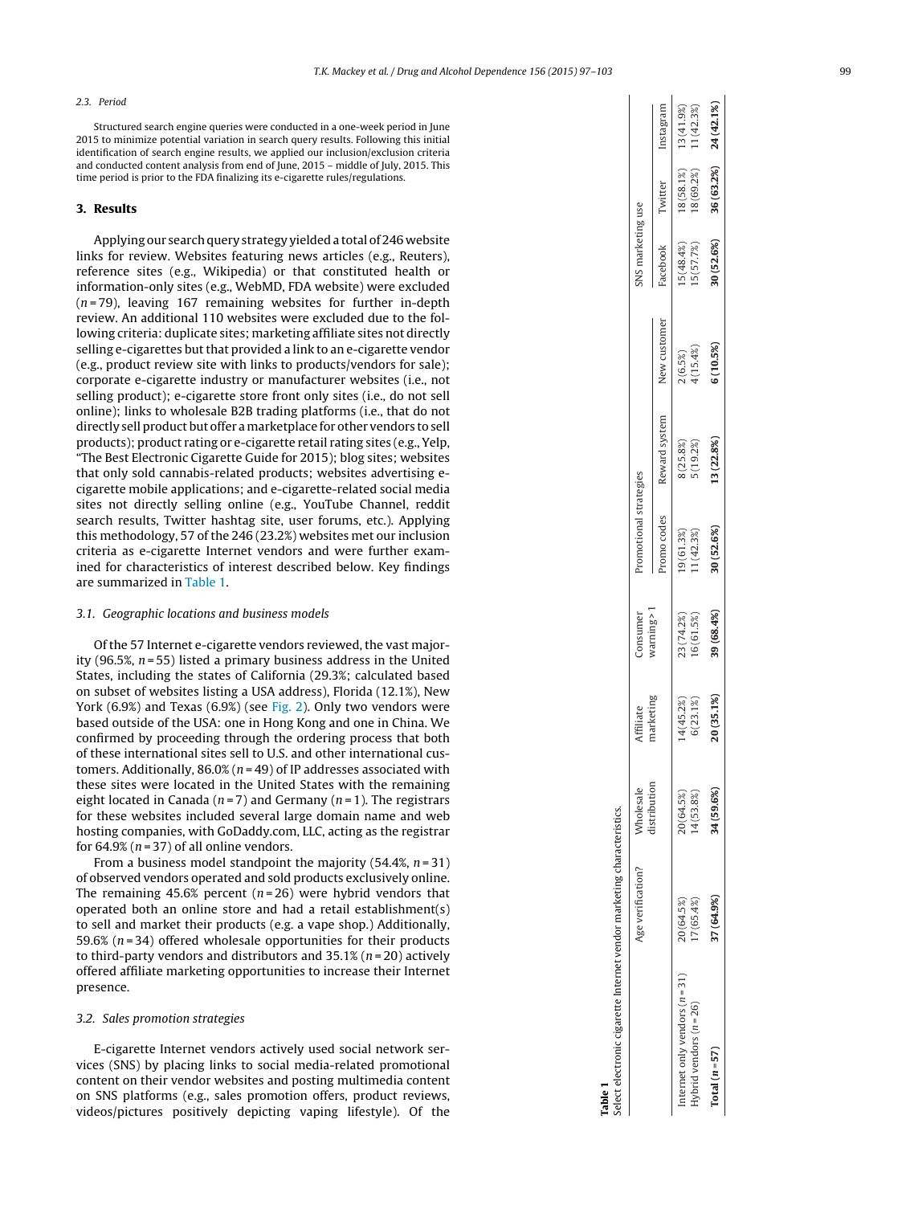### 2.3. Period

Structured search engine queries were conducted in a one-week period in June 2015 to minimize potential variation in search query results. Following this initial identification of search engine results, we applied our inclusion/exclusion criteria and conducted content analysis from end of June, 2015 – middle of July, 2015. This time period is prior to the FDA finalizing its e-cigarette rules/regulations.

## 3. Results

Applying our search query strategy yielded a total of 246 website links for review. Websites featuring news articles (e.g., Reuters), reference sites (e.g., Wikipedia) or that constituted health or information-only sites (e.g., WebMD, FDA website) were excluded ($n = 79$), leaving 167 remaining websites for further in-depth review. An additional 110 websites were excluded due to the following criteria: duplicate sites; marketing affiliate sites not directly selling e-cigarettes but that provided a link to an e-cigarette vendor (e.g., product review site with links to products/vendors for sale); corporate e-cigarette industry or manufacturer websites (i.e., not selling product); e-cigarette store front only sites (i.e., do not sell online); links to wholesale B2B trading platforms (i.e., that do not directly sell product but offer a marketplace for other vendors to sell products); product rating or e-cigarette retail rating sites (e.g., Yelp, "The Best Electronic Cigarette Guide for 2015); blog sites; websites that only sold cannabis-related products; websites advertising e-cigarette mobile applications; and e-cigarette-related social media sites not directly selling online (e.g., YouTube Channel, reddit search results, Twitter hashtag site, user forums, etc.). Applying this methodology, 57 of the 246 (23.2%) websites met our inclusion criteria as e-cigarette Internet vendors and were further examined for characteristics of interest described below. Key findings are summarized in Table 1.

### 3.1. Geographic locations and business models

Of the 57 Internet e-cigarette vendors reviewed, the vast majority (96.5%, $n = 55$) listed a primary business address in the United States, including the states of California (29.3%; calculated based on subset of websites listing a USA address), Florida (12.1%), New York (6.9%) and Texas (6.9%) (see Fig. 2). Only two vendors were based outside of the USA: one in Hong Kong and one in China. We confirmed by proceeding through the ordering process that both of these international sites sell to U.S. and other international customers. Additionally, 86.0% ($n = 49$) of IP addresses associated with these sites were located in the United States with the remaining eight located in Canada ($n = 7$) and Germany ($n = 1$). The registrars for these websites included several large domain name and web hosting companies, with GoDaddy.com, LLC, acting as the registrar for 64.9% ($n = 37$) of all online vendors.

From a business model standpoint the majority (54.4%, $n = 31$) of observed vendors operated and sold products exclusively online. The remaining 45.6% percent ($n = 26$) were hybrid vendors that operated both an online store and had a retail establishment(s) to sell and market their products (e.g. a vape shop.) Additionally, 59.6% ($n = 34$) offered wholesale opportunities for their products to third-party vendors and distributors and 35.1% ($n = 20$) actively offered affiliate marketing opportunities to increase their Internet presence.

### 3.2. Sales promotion strategies

E-cigarette Internet vendors actively used social network services (SNS) by placing links to social media-related promotional content on their vendor websites and posting multimedia content on SNS platforms (e.g., sales promotion offers, product reviews, videos/pictures positively depicting vaping lifestyle). Of the

**Table 1**
Select electronic cigarette Internet vendor marketing characteristics.

| | Age verification? | Wholesale distribution | Affiliate marketing | Consumer warning > 1 | Promotional strategies | | | SNS marketing use | | |
|---|---|---|---|---|---|---|---|---|---|---|
| | | | | | Promo codes | Reward system | New customer | Facebook | Twitter | Instagram |
| Internet only vendors ($n = 31$) | 20 (64.5%) | 20 (64.5%) | 14 (45.2%) | 23 (74.2%) | 19 (61.3%) | 8 (25.8%) | 2 (6.5%) | 15 (48.4%) | 18 (58.1%) | 13 (41.9%) |
| Hybrid vendors ($n = 26$) | 17 (65.4%) | 14 (53.8%) | 6 (23.1%) | 16 (61.5%) | 11 (42.3%) | 5 (19.2%) | 4 (15.4%) | 15 (57.7%) | 18 (69.2%) | 11 (42.3%) |
| **Total ($n = 57$)** | **37 (64.9%)** | **34 (59.6%)** | **20 (35.1%)** | **39 (68.4%)** | **30 (52.6%)** | **13 (22.8%)** | **6 (10.5%)** | **30 (52.6%)** | **36 (63.2%)** | **24 (42.1%)** |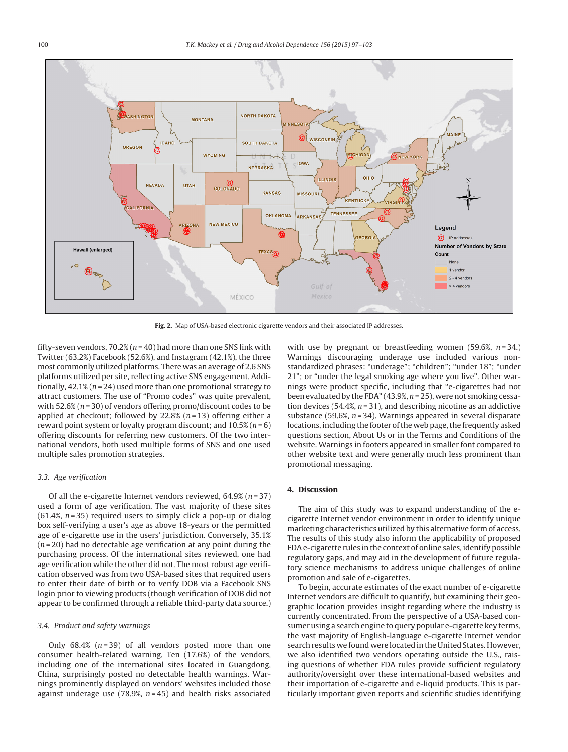Fig. 2. Map of USA-based electronic cigarette vendors and their associated IP addresses.

fifty-seven vendors, 70.2% (n = 40) had more than one SNS link with Twitter (63.2%) Facebook (52.6%), and Instagram (42.1%), the three most commonly utilized platforms. There was an average of 2.6 SNS platforms utilized per site, reflecting active SNS engagement. Additionally, 42.1% (n = 24) used more than one promotional strategy to attract customers. The use of "Promo codes" was quite prevalent, with 52.6% (n = 30) of vendors offering promo/discount codes to be applied at checkout; followed by 22.8% (n = 13) offering either a reward point system or loyalty program discount; and 10.5% (n = 6) offering discounts for referring new customers. Of the two international vendors, both used multiple forms of SNS and one used multiple sales promotion strategies.

### 3.3. Age verification

Of all the e-cigarette Internet vendors reviewed, 64.9% (n = 37) used a form of age verification. The vast majority of these sites (61.4%, n = 35) required users to simply click a pop-up or dialog box self-verifying a user's age as above 18-years or the permitted age of e-cigarette use in the users' jurisdiction. Conversely, 35.1% (n = 20) had no detectable age verification at any point during the purchasing process. Of the international sites reviewed, one had age verification while the other did not. The most robust age verification observed was from two USA-based sites that required users to enter their date of birth or to verify DOB via a Facebook SNS login prior to viewing products (though verification of DOB did not appear to be confirmed through a reliable third-party data source.)

### 3.4. Product and safety warnings

Only 68.4% (n = 39) of all vendors posted more than one consumer health-related warning. Ten (17.6%) of the vendors, including one of the international sites located in Guangdong, China, surprisingly posted no detectable health warnings. Warnings prominently displayed on vendors' websites included those against underage use (78.9%, n = 45) and health risks associated with use by pregnant or breastfeeding women (59.6%, n = 34.) Warnings discouraging underage use included various non-standardized phrases: "underage"; "children"; "under 18"; "under 21"; or "under the legal smoking age where you live". Other warnings were product specific, including that "e-cigarettes had not been evaluated by the FDA" (43.9%, n = 25), were not smoking cessation devices (54.4%, n = 31), and describing nicotine as an addictive substance (59.6%, n = 34). Warnings appeared in several disparate locations, including the footer of the web page, the frequently asked questions section, About Us or in the Terms and Conditions of the website. Warnings in footers appeared in smaller font compared to other website text and were generally much less prominent than promotional messaging.

## 4. Discussion

The aim of this study was to expand understanding of the e-cigarette Internet vendor environment in order to identify unique marketing characteristics utilized by this alternative form of access. The results of this study also inform the applicability of proposed FDA e-cigarette rules in the context of online sales, identify possible regulatory gaps, and may aid in the development of future regulatory science mechanisms to address unique challenges of online promotion and sale of e-cigarettes.

To begin, accurate estimates of the exact number of e-cigarette Internet vendors are difficult to quantify, but examining their geographic location provides insight regarding where the industry is currently concentrated. From the perspective of a USA-based consumer using a search engine to query popular e-cigarette key terms, the vast majority of English-language e-cigarette Internet vendor search results we found were located in the United States. However, we also identified two vendors operating outside the U.S., raising questions of whether FDA rules provide sufficient regulatory authority/oversight over these international-based websites and their importation of e-cigarette and e-liquid products. This is particularly important given reports and scientific studies identifying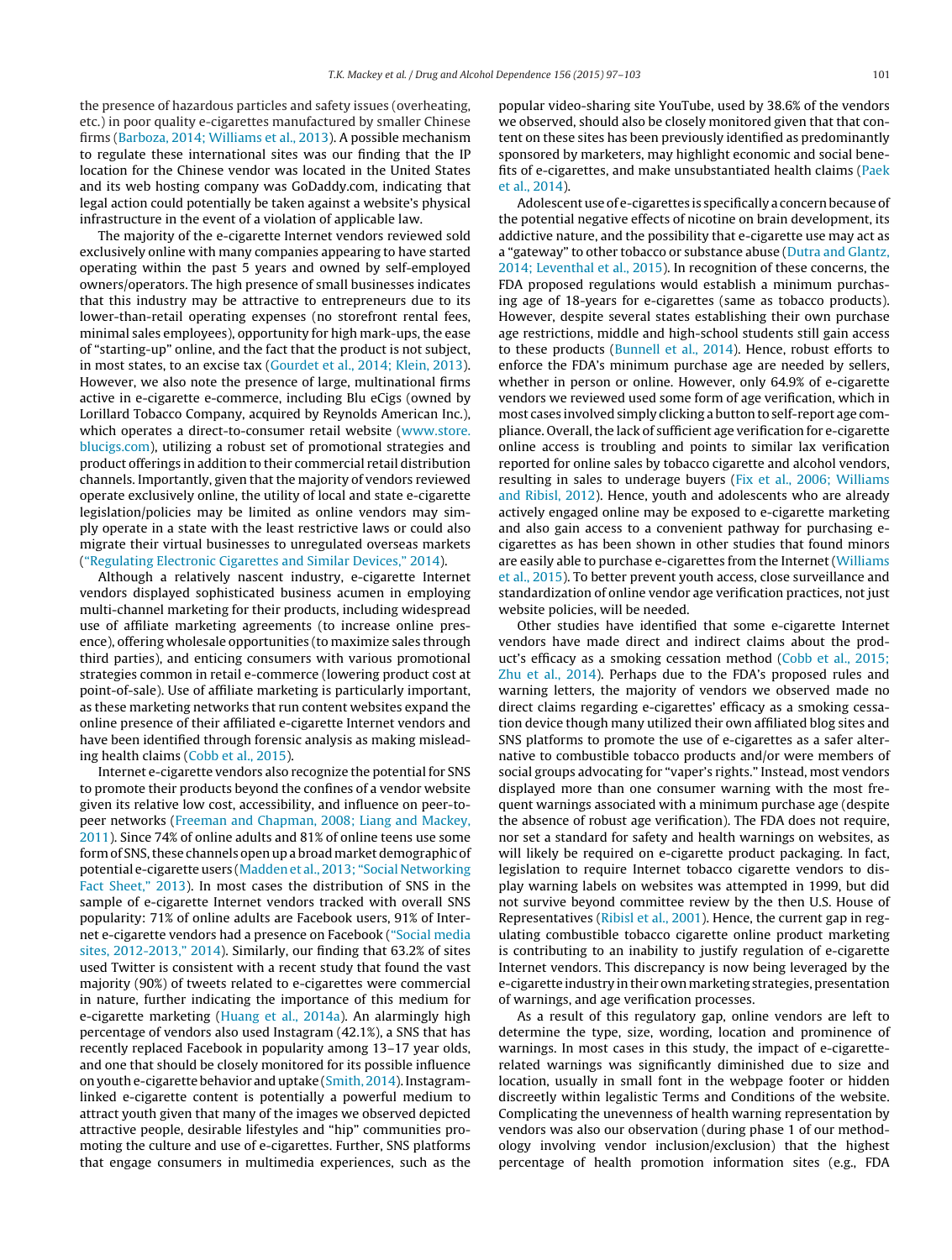the presence of hazardous particles and safety issues (overheating, etc.) in poor quality e-cigarettes manufactured by smaller Chinese firms (Barboza, 2014; Williams et al., 2013). A possible mechanism to regulate these international sites was our finding that the IP location for the Chinese vendor was located in the United States and its web hosting company was GoDaddy.com, indicating that legal action could potentially be taken against a website's physical infrastructure in the event of a violation of applicable law.

The majority of the e-cigarette Internet vendors reviewed sold exclusively online with many companies appearing to have started operating within the past 5 years and owned by self-employed owners/operators. The high presence of small businesses indicates that this industry may be attractive to entrepreneurs due to its lower-than-retail operating expenses (no storefront rental fees, minimal sales employees), opportunity for high mark-ups, the ease of "starting-up" online, and the fact that the product is not subject, in most states, to an excise tax (Gourdet et al., 2014; Klein, 2013). However, we also note the presence of large, multinational firms active in e-cigarette e-commerce, including Blu eCigs (owned by Lorillard Tobacco Company, acquired by Reynolds American Inc.), which operates a direct-to-consumer retail website (www.store.blucigs.com), utilizing a robust set of promotional strategies and product offerings in addition to their commercial retail distribution channels. Importantly, given that the majority of vendors reviewed operate exclusively online, the utility of local and state e-cigarette legislation/policies may be limited as online vendors may simply operate in a state with the least restrictive laws or could also migrate their virtual businesses to unregulated overseas markets ("Regulating Electronic Cigarettes and Similar Devices," 2014).

Although a relatively nascent industry, e-cigarette Internet vendors displayed sophisticated business acumen in employing multi-channel marketing for their products, including widespread use of affiliate marketing agreements (to increase online presence), offering wholesale opportunities (to maximize sales through third parties), and enticing consumers with various promotional strategies common in retail e-commerce (lowering product cost at point-of-sale). Use of affiliate marketing is particularly important, as these marketing networks that run content websites expand the online presence of their affiliated e-cigarette Internet vendors and have been identified through forensic analysis as making misleading health claims (Cobb et al., 2015).

Internet e-cigarette vendors also recognize the potential for SNS to promote their products beyond the confines of a vendor website given its relative low cost, accessibility, and influence on peer-to-peer networks (Freeman and Chapman, 2008; Liang and Mackey, 2011). Since 74% of online adults and 81% of online teens use some form of SNS, these channels open up a broad market demographic of potential e-cigarette users (Madden et al., 2013; "Social Networking Fact Sheet," 2013). In most cases the distribution of SNS in the sample of e-cigarette Internet vendors tracked with overall SNS popularity: 71% of online adults are Facebook users, 91% of Internet e-cigarette vendors had a presence on Facebook ("Social media sites, 2012-2013," 2014). Similarly, our finding that 63.2% of sites used Twitter is consistent with a recent study that found the vast majority (90%) of tweets related to e-cigarettes were commercial in nature, further indicating the importance of this medium for e-cigarette marketing (Huang et al., 2014a). An alarmingly high percentage of vendors also used Instagram (42.1%), a SNS that has recently replaced Facebook in popularity among 13–17 year olds, and one that should be closely monitored for its possible influence on youth e-cigarette behavior and uptake (Smith, 2014). Instagram-linked e-cigarette content is potentially a powerful medium to attract youth given that many of the images we observed depicted attractive people, desirable lifestyles and "hip" communities promoting the culture and use of e-cigarettes. Further, SNS platforms that engage consumers in multimedia experiences, such as the popular video-sharing site YouTube, used by 38.6% of the vendors we observed, should also be closely monitored given that content on these sites has been previously identified as predominantly sponsored by marketers, may highlight economic and social benefits of e-cigarettes, and make unsubstantiated health claims (Paek et al., 2014).

Adolescent use of e-cigarettes is specifically a concern because of the potential negative effects of nicotine on brain development, its addictive nature, and the possibility that e-cigarette use may act as a "gateway" to other tobacco or substance abuse (Dutra and Glantz, 2014; Leventhal et al., 2015). In recognition of these concerns, the FDA proposed regulations would establish a minimum purchasing age of 18-years for e-cigarettes (same as tobacco products). However, despite several states establishing their own purchase age restrictions, middle and high-school students still gain access to these products (Bunnell et al., 2014). Hence, robust efforts to enforce the FDA's minimum purchase age are needed by sellers, whether in person or online. However, only 64.9% of e-cigarette vendors we reviewed used some form of age verification, which in most cases involved simply clicking a button to self-report age compliance. Overall, the lack of sufficient age verification for e-cigarette online access is troubling and points to similar lax verification reported for online sales by tobacco cigarette and alcohol vendors, resulting in sales to underage buyers (Fix et al., 2006; Williams and Ribisl, 2012). Hence, youth and adolescents who are already actively engaged online may be exposed to e-cigarette marketing and also gain access to a convenient pathway for purchasing e-cigarettes as has been shown in other studies that found minors are easily able to purchase e-cigarettes from the Internet (Williams et al., 2015). To better prevent youth access, close surveillance and standardization of online vendor age verification practices, not just website policies, will be needed.

Other studies have identified that some e-cigarette Internet vendors have made direct and indirect claims about the product's efficacy as a smoking cessation method (Cobb et al., 2015; Zhu et al., 2014). Perhaps due to the FDA's proposed rules and warning letters, the majority of vendors we observed made no direct claims regarding e-cigarettes' efficacy as a smoking cessation device though many utilized their own affiliated blog sites and SNS platforms to promote the use of e-cigarettes as a safer alternative to combustible tobacco products and/or were members of social groups advocating for "vaper's rights." Instead, most vendors displayed more than one consumer warning with the most frequent warnings associated with a minimum purchase age (despite the absence of robust age verification). The FDA does not require, nor set a standard for safety and health warnings on websites, as will likely be required on e-cigarette product packaging. In fact, legislation to require Internet tobacco cigarette vendors to display warning labels on websites was attempted in 1999, but did not survive beyond committee review by the then U.S. House of Representatives (Ribisl et al., 2001). Hence, the current gap in regulating combustible tobacco cigarette online product marketing is contributing to an inability to justify regulation of e-cigarette Internet vendors. This discrepancy is now being leveraged by the e-cigarette industry in their own marketing strategies, presentation of warnings, and age verification processes.

As a result of this regulatory gap, online vendors are left to determine the type, size, wording, location and prominence of warnings. In most cases in this study, the impact of e-cigarette-related warnings was significantly diminished due to size and location, usually in small font in the webpage footer or hidden discreetly within legalistic Terms and Conditions of the website. Complicating the unevenness of health warning representation by vendors was also our observation (during phase 1 of our methodology involving vendor inclusion/exclusion) that the highest percentage of health promotion information sites (e.g., FDA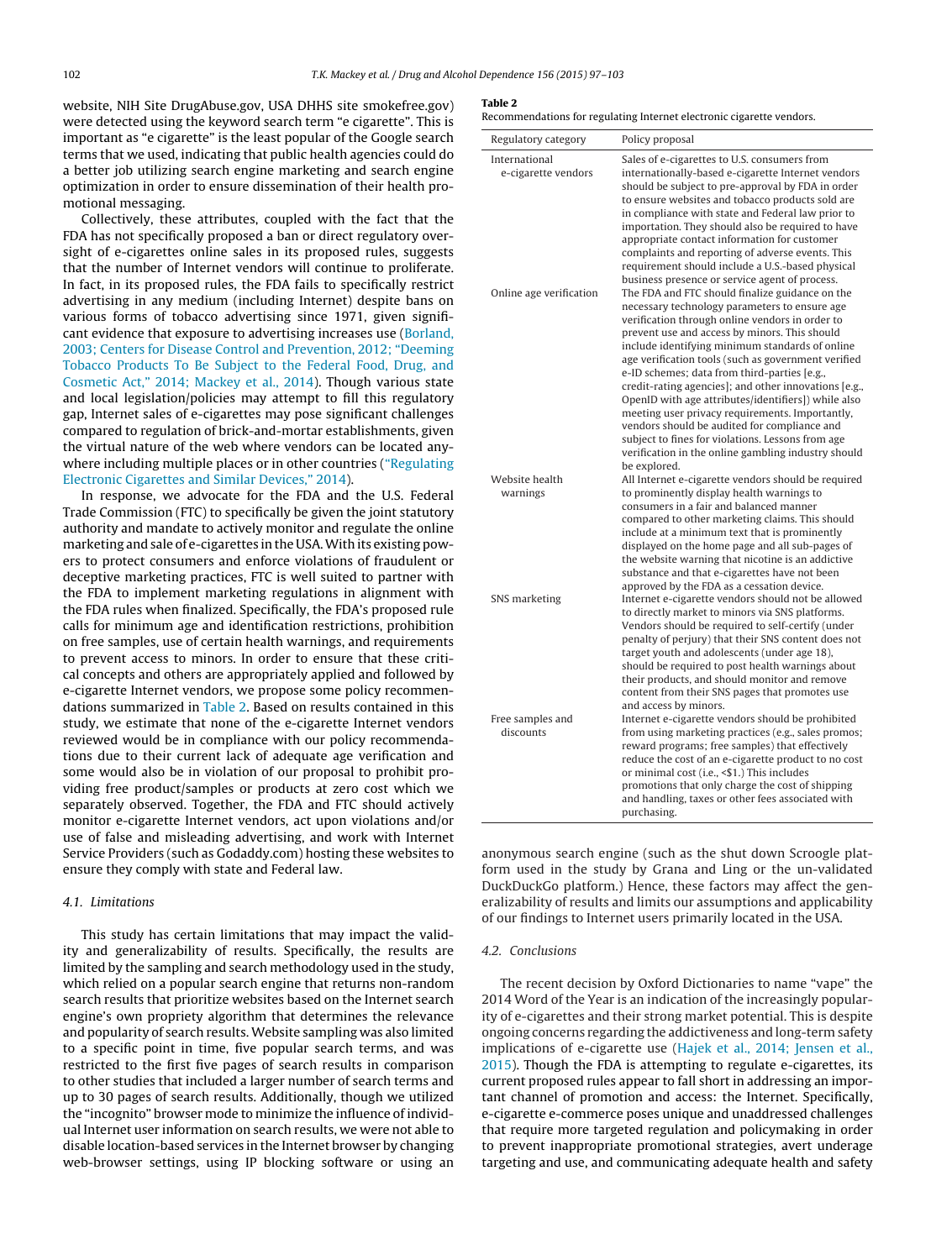website, NIH Site DrugAbuse.gov, USA DHHS site smokefree.gov) were detected using the keyword search term "e cigarette". This is important as "e cigarette" is the least popular of the Google search terms that we used, indicating that public health agencies could do a better job utilizing search engine marketing and search engine optimization in order to ensure dissemination of their health promotional messaging.

Collectively, these attributes, coupled with the fact that the FDA has not specifically proposed a ban or direct regulatory oversight of e-cigarettes online sales in its proposed rules, suggests that the number of Internet vendors will continue to proliferate. In fact, in its proposed rules, the FDA fails to specifically restrict advertising in any medium (including Internet) despite bans on various forms of tobacco advertising since 1971, given significant evidence that exposure to advertising increases use (Borland, 2003; Centers for Disease Control and Prevention, 2012; "Deeming Tobacco Products To Be Subject to the Federal Food, Drug, and Cosmetic Act," 2014; Mackey et al., 2014). Though various state and local legislation/policies may attempt to fill this regulatory gap, Internet sales of e-cigarettes may pose significant challenges compared to regulation of brick-and-mortar establishments, given the virtual nature of the web where vendors can be located anywhere including multiple places or in other countries ("Regulating Electronic Cigarettes and Similar Devices," 2014).

In response, we advocate for the FDA and the U.S. Federal Trade Commission (FTC) to specifically be given the joint statutory authority and mandate to actively monitor and regulate the online marketing and sale of e-cigarettes in the USA. With its existing powers to protect consumers and enforce violations of fraudulent or deceptive marketing practices, FTC is well suited to partner with the FDA to implement marketing regulations in alignment with the FDA rules when finalized. Specifically, the FDA's proposed rule calls for minimum age and identification restrictions, prohibition on free samples, use of certain health warnings, and requirements to prevent access to minors. In order to ensure that these critical concepts and others are appropriately applied and followed by e-cigarette Internet vendors, we propose some policy recommendations summarized in Table 2. Based on results contained in this study, we estimate that none of the e-cigarette Internet vendors reviewed would be in compliance with our policy recommendations due to their current lack of adequate age verification and some would also be in violation of our proposal to prohibit providing free product/samples or products at zero cost which we separately observed. Together, the FDA and FTC should actively monitor e-cigarette Internet vendors, act upon violations and/or use of false and misleading advertising, and work with Internet Service Providers (such as Godaddy.com) hosting these websites to ensure they comply with state and Federal law.

**Table 2**
Recommendations for regulating Internet electronic cigarette vendors.

| Regulatory category | Policy proposal |
|---|---|
| International e-cigarette vendors | Sales of e-cigarettes to U.S. consumers from internationally-based e-cigarette Internet vendors should be subject to pre-approval by FDA in order to ensure websites and tobacco products sold are in compliance with state and Federal law prior to importation. They should also be required to have appropriate contact information for customer complaints and reporting of adverse events. This requirement should include a U.S.-based physical business presence or service agent of process. |
| Online age verification | The FDA and FTC should finalize guidance on the necessary technology parameters to ensure age verification through online vendors in order to prevent use and access by minors. This should include identifying minimum standards of online age verification tools (such as government verified e-ID schemes; data from third-parties [e.g., credit-rating agencies]; and other innovations [e.g., OpenID with age attributes/identifiers]) while also meeting user privacy requirements. Importantly, vendors should be audited for compliance and subject to fines for violations. Lessons from age verification in the online gambling industry should be explored. |
| Website health warnings | All Internet e-cigarette vendors should be required to prominently display health warnings to consumers in a fair and balanced manner compared to other marketing claims. This should include at a minimum text that is prominently displayed on the home page and all sub-pages of the website warning that nicotine is an addictive substance and that e-cigarettes have not been approved by the FDA as a cessation device. |
| SNS marketing | Internet e-cigarette vendors should not be allowed to directly market to minors via SNS platforms. Vendors should be required to self-certify (under penalty of perjury) that their SNS content does not target youth and adolescents (under age 18), should be required to post health warnings about their products, and should monitor and remove content from their SNS pages that promotes use and access by minors. |
| Free samples and discounts | Internet e-cigarette vendors should be prohibited from using marketing practices (e.g., sales promos; reward programs; free samples) that effectively reduce the cost of an e-cigarette product to no cost or minimal cost (i.e., <$1.) This includes promotions that only charge the cost of shipping and handling, taxes or other fees associated with purchasing. |

### 4.1. Limitations

This study has certain limitations that may impact the validity and generalizability of results. Specifically, the results are limited by the sampling and search methodology used in the study, which relied on a popular search engine that returns non-random search results that prioritize websites based on the Internet search engine's own propriety algorithm that determines the relevance and popularity of search results. Website sampling was also limited to a specific point in time, five popular search terms, and was restricted to the first five pages of search results in comparison to other studies that included a larger number of search terms and up to 30 pages of search results. Additionally, though we utilized the "incognito" browser mode to minimize the influence of individual Internet user information on search results, we were not able to disable location-based services in the Internet browser by changing web-browser settings, using IP blocking software or using an anonymous search engine (such as the shut down Scroogle platform used in the study by Grana and Ling or the un-validated DuckDuckGo platform.) Hence, these factors may affect the generalizability of results and limits our assumptions and applicability of our findings to Internet users primarily located in the USA.

### 4.2. Conclusions

The recent decision by Oxford Dictionaries to name "vape" the 2014 Word of the Year is an indication of the increasingly popularity of e-cigarettes and their strong market potential. This is despite ongoing concerns regarding the addictiveness and long-term safety implications of e-cigarette use (Hajek et al., 2014; Jensen et al., 2015). Though the FDA is attempting to regulate e-cigarettes, its current proposed rules appear to fall short in addressing an important channel of promotion and access: the Internet. Specifically, e-cigarette e-commerce poses unique and unaddressed challenges that require more targeted regulation and policymaking in order to prevent inappropriate promotional strategies, avert underage targeting and use, and communicating adequate health and safety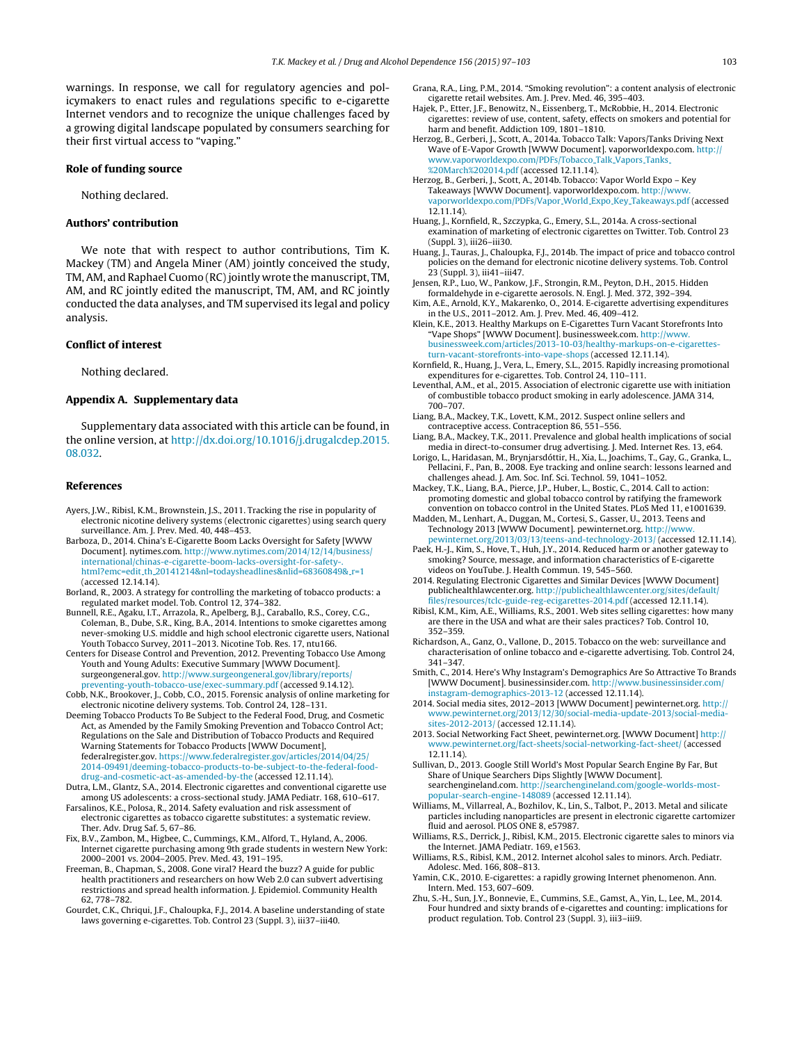warnings. In response, we call for regulatory agencies and policymakers to enact rules and regulations specific to e-cigarette Internet vendors and to recognize the unique challenges faced by a growing digital landscape populated by consumers searching for their first virtual access to "vaping."

### Role of funding source

Nothing declared.

### Authors' contribution

We note that with respect to author contributions, Tim K. Mackey (TM) and Angela Miner (AM) jointly conceived the study, TM, AM, and Raphael Cuomo (RC) jointly wrote the manuscript, TM, AM, and RC jointly edited the manuscript, TM, AM, and RC jointly conducted the data analyses, and TM supervised its legal and policy analysis.

### Conflict of interest

Nothing declared.

### Appendix A. Supplementary data

Supplementary data associated with this article can be found, in the online version, at http://dx.doi.org/10.1016/j.drugalcdep.2015.08.032.

### References

Ayers, J.W., Ribisl, K.M., Brownstein, J.S., 2011. Tracking the rise in popularity of electronic nicotine delivery systems (electronic cigarettes) using search query surveillance. Am. J. Prev. Med. 40, 448–453.

Barboza, D., 2014. China's E-Cigarette Boom Lacks Oversight for Safety [WWW Document]. nytimes.com. http://www.nytimes.com/2014/12/14/business/international/chinas-e-cigarette-boom-lacks-oversight-for-safety-.html?emc=edit_th_20141214&nl=todaysheadlines&nlid=68360849&_r=1 (accessed 12.14.14).

Borland, R., 2003. A strategy for controlling the marketing of tobacco products: a regulated market model. Tob. Control 12, 374–382.

Bunnell, R.E., Agaku, I.T., Arrazola, R., Apelberg, B.J., Caraballo, R.S., Corey, C.G., Coleman, B., Dube, S.R., King, B.A., 2014. Intentions to smoke cigarettes among never-smoking U.S. middle and high school electronic cigarette users, National Youth Tobacco Survey, 2011–2013. Nicotine Tob. Res. 17, ntu166.

Centers for Disease Control and Prevention, 2012. Preventing Tobacco Use Among Youth and Young Adults: Executive Summary [WWW Document]. surgeongeneral.gov. http://www.surgeongeneral.gov/library/reports/preventing-youth-tobacco-use/exec-summary.pdf (accessed 9.14.12).

Cobb, N.K., Brookover, J., Cobb, C.O., 2015. Forensic analysis of online marketing for electronic nicotine delivery systems. Tob. Control 24, 128–131.

Deeming Tobacco Products To Be Subject to the Federal Food, Drug, and Cosmetic Act, as Amended by the Family Smoking Prevention and Tobacco Control Act; Regulations on the Sale and Distribution of Tobacco Products and Required Warning Statements for Tobacco Products [WWW Document], federalregister.gov. https://www.federalregister.gov/articles/2014/04/25/2014-09491/deeming-tobacco-products-to-be-subject-to-the-federal-food-drug-and-cosmetic-act-as-amended-by-the (accessed 12.11.14).

Dutra, L.M., Glantz, S.A., 2014. Electronic cigarettes and conventional cigarette use among US adolescents: a cross-sectional study. JAMA Pediatr. 168, 610–617.

Farsalinos, K.E., Polosa, R., 2014. Safety evaluation and risk assessment of electronic cigarettes as tobacco cigarette substitutes: a systematic review. Ther. Adv. Drug Saf. 5, 67–86.

Fix, B.V., Zambon, M., Higbee, C., Cummings, K.M., Alford, T., Hyland, A., 2006. Internet cigarette purchasing among 9th grade students in western New York: 2000–2001 vs. 2004–2005. Prev. Med. 43, 191–195.

Freeman, B., Chapman, S., 2008. Gone viral? Heard the buzz? A guide for public health practitioners and researchers on how Web 2.0 can subvert advertising restrictions and spread health information. J. Epidemiol. Community Health 62, 778–782.

Gourdet, C.K., Chriqui, J.F., Chaloupka, F.J., 2014. A baseline understanding of state laws governing e-cigarettes. Tob. Control 23 (Suppl. 3), iii37–iii40.

Grana, R.A., Ling, P.M., 2014. "Smoking revolution": a content analysis of electronic cigarette retail websites. Am. J. Prev. Med. 46, 395–403.

Hajek, P., Etter, J.F., Benowitz, N., Eissenberg, T., McRobbie, H., 2014. Electronic cigarettes: review of use, content, safety, effects on smokers and potential for harm and benefit. Addiction 109, 1801–1810.

Herzog, B., Gerberi, J., Scott, A., 2014a. Tobacco Talk: Vapors/Tanks Driving Next Wave of E-Vapor Growth [WWW Document]. vaporworldexpo.com. http://www.vaporworldexpo.com/PDFs/Tobacco_Talk_Vapors_Tanks_%20March%202014.pdf (accessed 12.11.14).

Herzog, B., Gerberi, J., Scott, A., 2014b. Tobacco: Vapor World Expo – Key Takeaways [WWW Document]. vaporworldexpo.com. http://www.vaporworldexpo.com/PDFs/Vapor_World_Expo_Key_Takeaways.pdf (accessed 12.11.14).

Huang, J., Kornfield, R., Szczypka, G., Emery, S.L., 2014a. A cross-sectional examination of marketing of electronic cigarettes on Twitter. Tob. Control 23 (Suppl. 3), iii26–iii30.

Huang, J., Tauras, J., Chaloupka, F.J., 2014b. The impact of price and tobacco control policies on the demand for electronic nicotine delivery systems. Tob. Control 23 (Suppl. 3), iii41–iii47.

Jensen, R.P., Luo, W., Pankow, J.F., Strongin, R.M., Peyton, D.H., 2015. Hidden formaldehyde in e-cigarette aerosols. N. Engl. J. Med. 372, 392–394.

Kim, A.E., Arnold, K.Y., Makarenko, O., 2014. E-cigarette advertising expenditures in the U.S., 2011–2012. Am. J. Prev. Med. 46, 409–412.

Klein, K.E., 2013. Healthy Markups on E-Cigarettes Turn Vacant Storefronts Into "Vape Shops" [WWW Document]. businessweek.com. http://www.businessweek.com/articles/2013-10-03/healthy-markups-on-e-cigarettes-turn-vacant-storefronts-into-vape-shops (accessed 12.11.14).

Kornfield, R., Huang, J., Vera, L., Emery, S.L., 2015. Rapidly increasing promotional expenditures for e-cigarettes. Tob. Control 24, 110–111.

Leventhal, A.M., et al., 2015. Association of electronic cigarette use with initiation of combustible tobacco product smoking in early adolescence. JAMA 314, 700–707.

Liang, B.A., Mackey, T.K., Lovett, K.M., 2012. Suspect online sellers and contraceptive access. Contraception 86, 551–556.

Liang, B.A., Mackey, T.K., 2011. Prevalence and global health implications of social media in direct-to-consumer drug advertising. J. Med. Internet Res. 13, e64.

Lorigo, L., Haridasan, M., Brynjarsdóttir, H., Xia, L., Joachims, T., Gay, G., Granka, L., Pellacini, F., Pan, B., 2008. Eye tracking and online search: lessons learned and challenges ahead. J. Am. Soc. Inf. Sci. Technol. 59, 1041–1052.

Mackey, T.K., Liang, B.A., Pierce, J.P., Huber, L.C., Bostic, C., 2014. Call to action: promoting domestic and global tobacco control by ratifying the framework convention on tobacco control in the United States. PLoS Med 11, e1001639.

Madden, M., Lenhart, A., Duggan, M., Cortesi, S., Gasser, U., 2013. Teens and Technology 2013 [WWW Document]. pewinternet.org. http://www.pewinternet.org/2013/03/13/teens-and-technology-2013/ (accessed 12.11.14).

Paek, H.-J., Kim, S., Hove, T., Huh, J.Y., 2014. Reduced harm or another gateway to smoking? Source, message, and information characteristics of E-cigarette videos on YouTube. J. Health Commun. 19, 545–560.

2014. Regulating Electronic Cigarettes and Similar Devices [WWW Document] publichealthlawcenter.org. http://publichealthlawcenter.org/sites/default/files/resources/tclc-guide-reg-ecigarettes-2014.pdf (accessed 12.11.14).

Ribisl, K.M., Kim, A.E., Williams, R.S., 2001. Web sites selling cigarettes: how many are there in the USA and what are their sales practices? Tob. Control 10, 352–359.

Richardson, A., Ganz, O., Vallone, D., 2015. Tobacco on the web: surveillance and characterisation of online tobacco and e-cigarette advertising. Tob. Control 24, 341–347.

Smith, C., 2014. Here's Why Instagram's Demographics Are So Attractive To Brands [WWW Document]. businessinsider.com. http://www.businessinsider.com/instagram-demographics-2013-12 (accessed 12.11.14).

2014. Social media sites, 2012–2013 [WWW Document] pewinternet.org. http://www.pewinternet.org/2013/12/30/social-media-update-2013/social-media-sites-2012-2013/ (accessed 12.11.14).

2013. Social Networking Fact Sheet, pewinternet.org. [WWW Document] http://www.pewinternet.org/fact-sheets/social-networking-fact-sheet/ (accessed 12.11.14).

Sullivan, D., 2013. Google Still World's Most Popular Search Engine By Far, But Share of Unique Searchers Dips Slightly [WWW Document]. searchengineland.com. http://searchengineland.com/google-worlds-most-popular-search-engine-148089 (accessed 12.11.14).

Williams, M., Villarreal, A., Bozhilov, K., Lin, S., Talbot, P., 2013. Metal and silicate particles including nanoparticles are present in electronic cigarette cartomizer fluid and aerosol. PLOS ONE 8, e57987.

Williams, R.S., Derrick, J., Ribisl, K.M., 2015. Electronic cigarette sales to minors via the Internet. JAMA Pediatr. 169, e1563.

Williams, R.S., Ribisl, K.M., 2012. Internet alcohol sales to minors. Arch. Pediatr. Adolesc. Med. 166, 808–813.

Yamin, C.K., 2010. E-cigarettes: a rapidly growing Internet phenomenon. Ann. Intern. Med. 153, 607–609.

Zhu, S.-H., Sun, J.Y., Bonnevie, E., Cummins, S.E., Gamst, A., Yin, L., Lee, M., 2014. Four hundred and sixty brands of e-cigarettes and counting: implications for product regulation. Tob. Control 23 (Suppl. 3), iii3–iii9.